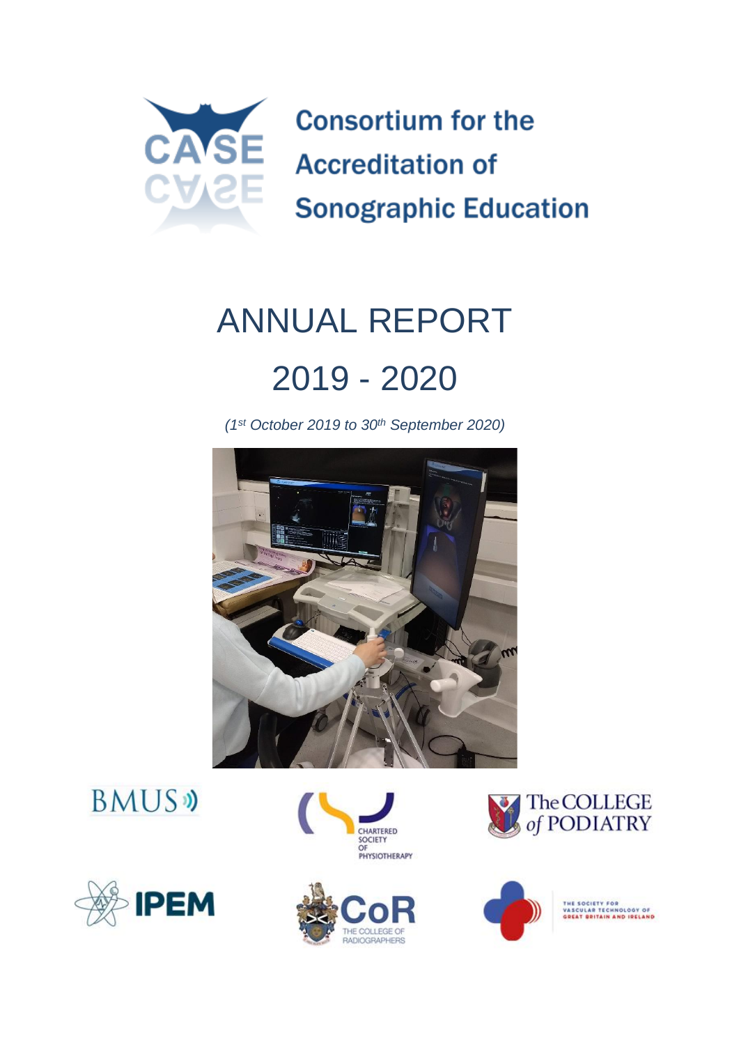# Consortium for the Accreditation of Sonographic Education

# ANNUAL REPORT

# 2019 - 2020

*(1st October 2019 to 30th September 2020)*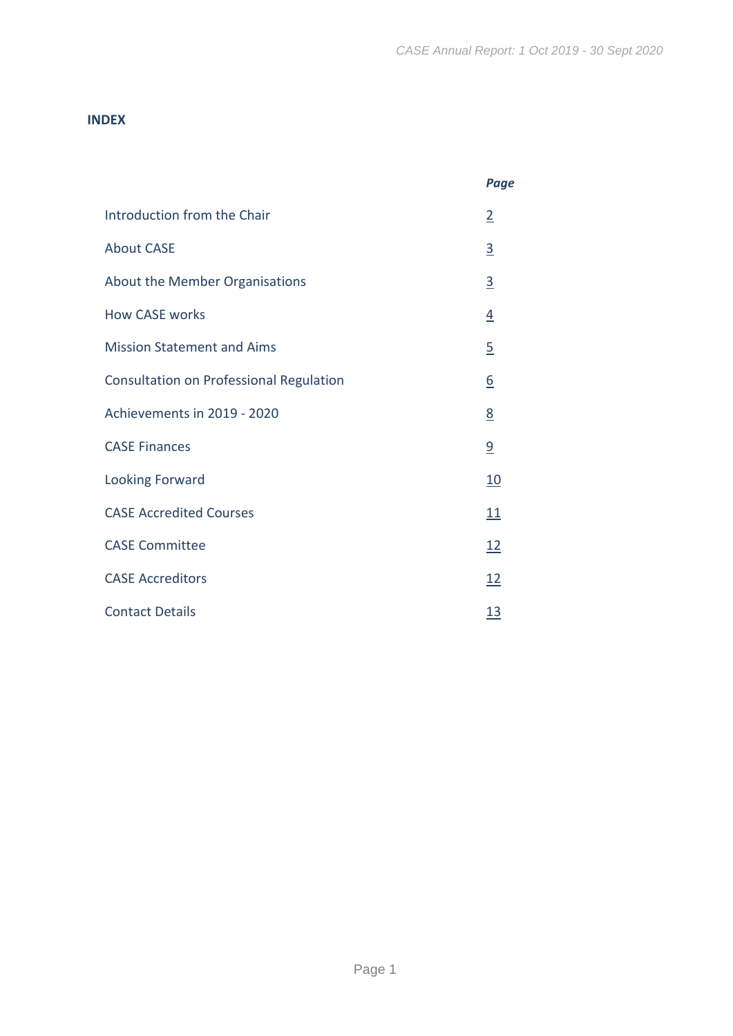**INDEX**

| | *Page* |
|---|---|
| Introduction from the Chair | 2 |
| About CASE | 3 |
| About the Member Organisations | 3 |
| How CASE works | 4 |
| Mission Statement and Aims | 5 |
| Consultation on Professional Regulation | 6 |
| Achievements in 2019 - 2020 | 8 |
| CASE Finances | 9 |
| Looking Forward | 10 |
| CASE Accredited Courses | 11 |
| CASE Committee | 12 |
| CASE Accreditors | 12 |
| Contact Details | 13 |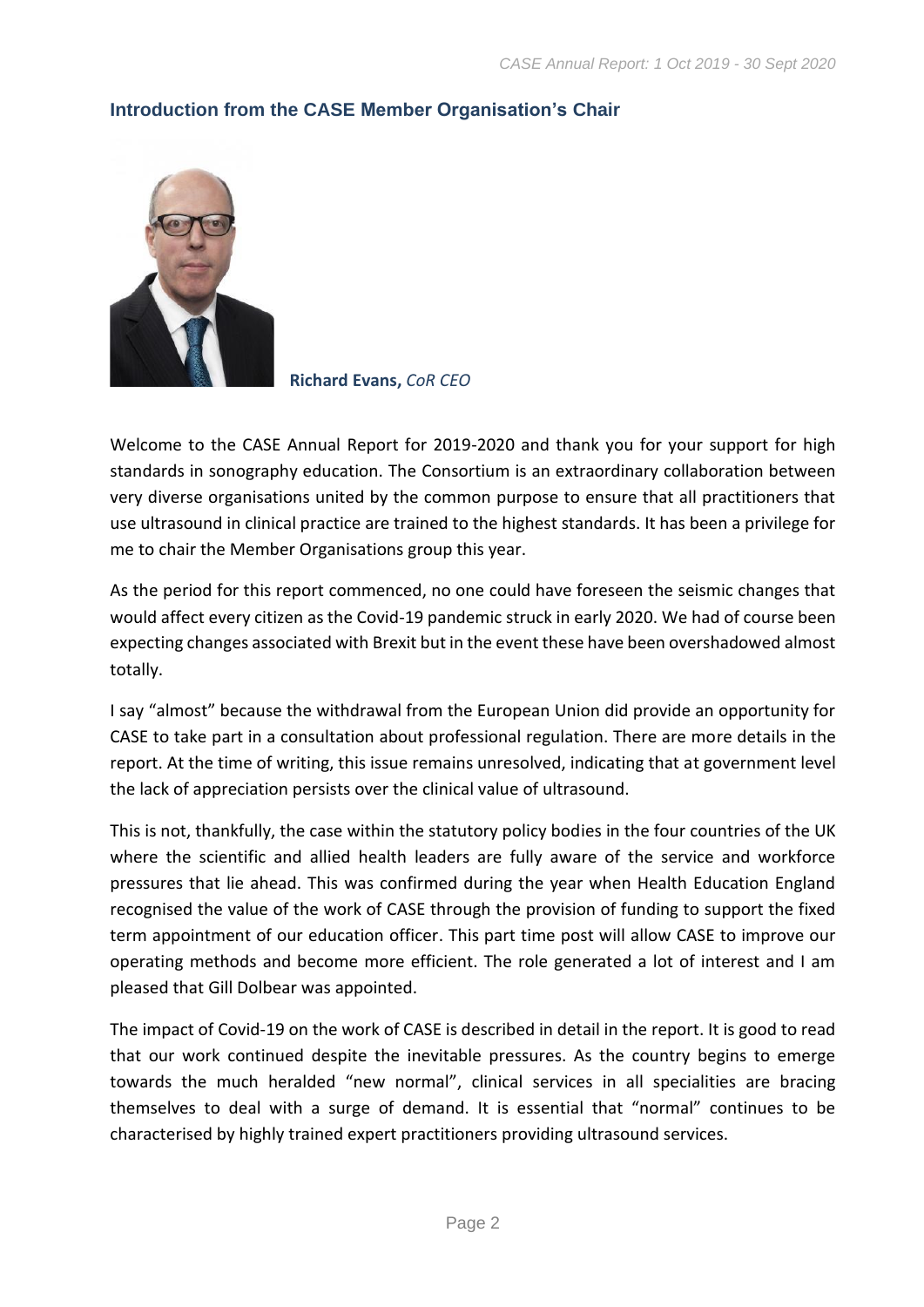## Introduction from the CASE Member Organisation's Chair

**Richard Evans,** *CoR CEO*

Welcome to the CASE Annual Report for 2019-2020 and thank you for your support for high standards in sonography education. The Consortium is an extraordinary collaboration between very diverse organisations united by the common purpose to ensure that all practitioners that use ultrasound in clinical practice are trained to the highest standards. It has been a privilege for me to chair the Member Organisations group this year.

As the period for this report commenced, no one could have foreseen the seismic changes that would affect every citizen as the Covid-19 pandemic struck in early 2020. We had of course been expecting changes associated with Brexit but in the event these have been overshadowed almost totally.

I say "almost" because the withdrawal from the European Union did provide an opportunity for CASE to take part in a consultation about professional regulation. There are more details in the report. At the time of writing, this issue remains unresolved, indicating that at government level the lack of appreciation persists over the clinical value of ultrasound.

This is not, thankfully, the case within the statutory policy bodies in the four countries of the UK where the scientific and allied health leaders are fully aware of the service and workforce pressures that lie ahead. This was confirmed during the year when Health Education England recognised the value of the work of CASE through the provision of funding to support the fixed term appointment of our education officer. This part time post will allow CASE to improve our operating methods and become more efficient. The role generated a lot of interest and I am pleased that Gill Dolbear was appointed.

The impact of Covid-19 on the work of CASE is described in detail in the report. It is good to read that our work continued despite the inevitable pressures. As the country begins to emerge towards the much heralded "new normal", clinical services in all specialities are bracing themselves to deal with a surge of demand. It is essential that "normal" continues to be characterised by highly trained expert practitioners providing ultrasound services.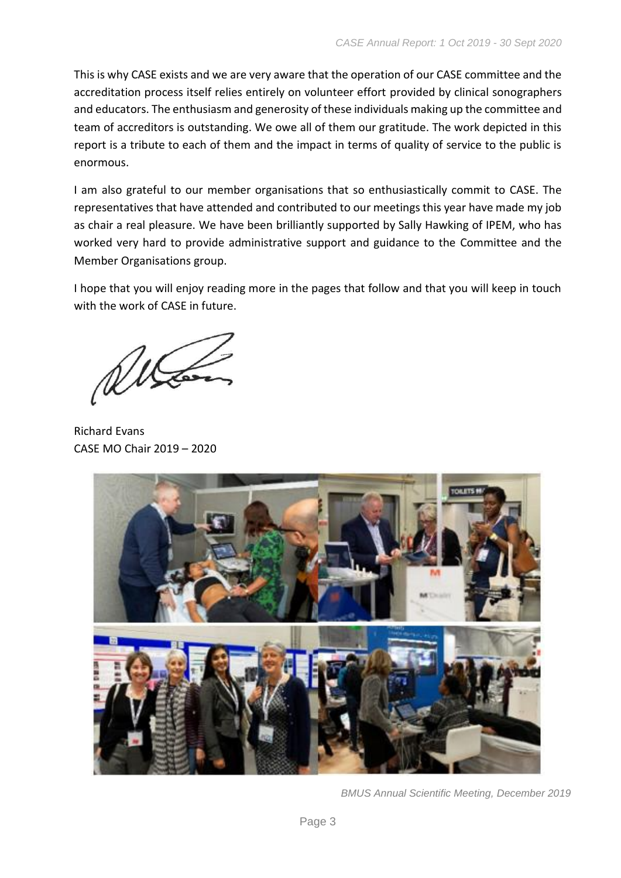This is why CASE exists and we are very aware that the operation of our CASE committee and the accreditation process itself relies entirely on volunteer effort provided by clinical sonographers and educators. The enthusiasm and generosity of these individuals making up the committee and team of accreditors is outstanding. We owe all of them our gratitude. The work depicted in this report is a tribute to each of them and the impact in terms of quality of service to the public is enormous.

I am also grateful to our member organisations that so enthusiastically commit to CASE. The representatives that have attended and contributed to our meetings this year have made my job as chair a real pleasure. We have been brilliantly supported by Sally Hawking of IPEM, who has worked very hard to provide administrative support and guidance to the Committee and the Member Organisations group.

I hope that you will enjoy reading more in the pages that follow and that you will keep in touch with the work of CASE in future.

Richard Evans
CASE MO Chair 2019 – 2020

*BMUS Annual Scientific Meeting, December 2019*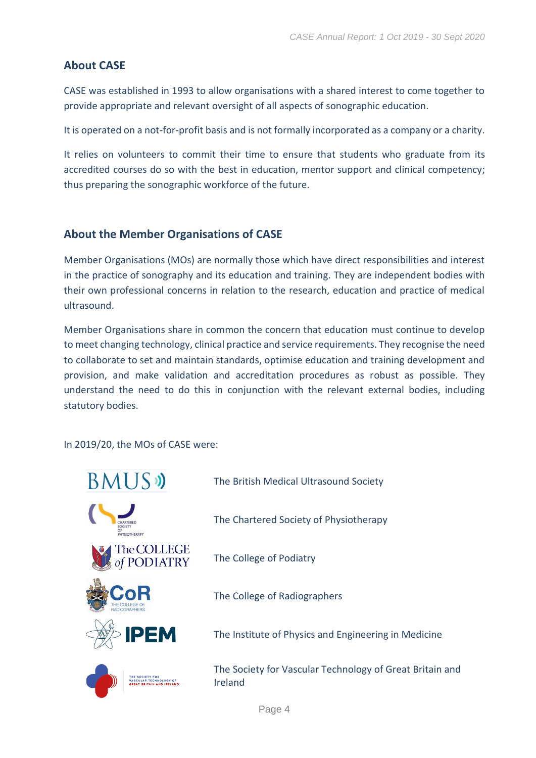## About CASE

CASE was established in 1993 to allow organisations with a shared interest to come together to provide appropriate and relevant oversight of all aspects of sonographic education.

It is operated on a not-for-profit basis and is not formally incorporated as a company or a charity.

It relies on volunteers to commit their time to ensure that students who graduate from its accredited courses do so with the best in education, mentor support and clinical competency; thus preparing the sonographic workforce of the future.

## About the Member Organisations of CASE

Member Organisations (MOs) are normally those which have direct responsibilities and interest in the practice of sonography and its education and training. They are independent bodies with their own professional concerns in relation to the research, education and practice of medical ultrasound.

Member Organisations share in common the concern that education must continue to develop to meet changing technology, clinical practice and service requirements. They recognise the need to collaborate to set and maintain standards, optimise education and training development and provision, and make validation and accreditation procedures as robust as possible. They understand the need to do this in conjunction with the relevant external bodies, including statutory bodies.

In 2019/20, the MOs of CASE were:

- The British Medical Ultrasound Society
- The Chartered Society of Physiotherapy
- The College of Podiatry
- The College of Radiographers
- The Institute of Physics and Engineering in Medicine
- The Society for Vascular Technology of Great Britain and Ireland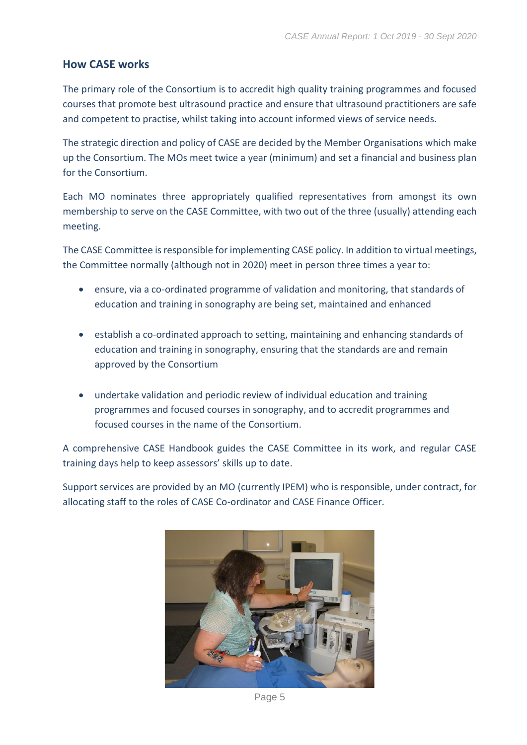## How CASE works

The primary role of the Consortium is to accredit high quality training programmes and focused courses that promote best ultrasound practice and ensure that ultrasound practitioners are safe and competent to practise, whilst taking into account informed views of service needs.

The strategic direction and policy of CASE are decided by the Member Organisations which make up the Consortium. The MOs meet twice a year (minimum) and set a financial and business plan for the Consortium.

Each MO nominates three appropriately qualified representatives from amongst its own membership to serve on the CASE Committee, with two out of the three (usually) attending each meeting.

The CASE Committee is responsible for implementing CASE policy. In addition to virtual meetings, the Committee normally (although not in 2020) meet in person three times a year to:

- ensure, via a co-ordinated programme of validation and monitoring, that standards of education and training in sonography are being set, maintained and enhanced
- establish a co-ordinated approach to setting, maintaining and enhancing standards of education and training in sonography, ensuring that the standards are and remain approved by the Consortium
- undertake validation and periodic review of individual education and training programmes and focused courses in sonography, and to accredit programmes and focused courses in the name of the Consortium.

A comprehensive CASE Handbook guides the CASE Committee in its work, and regular CASE training days help to keep assessors' skills up to date.

Support services are provided by an MO (currently IPEM) who is responsible, under contract, for allocating staff to the roles of CASE Co-ordinator and CASE Finance Officer.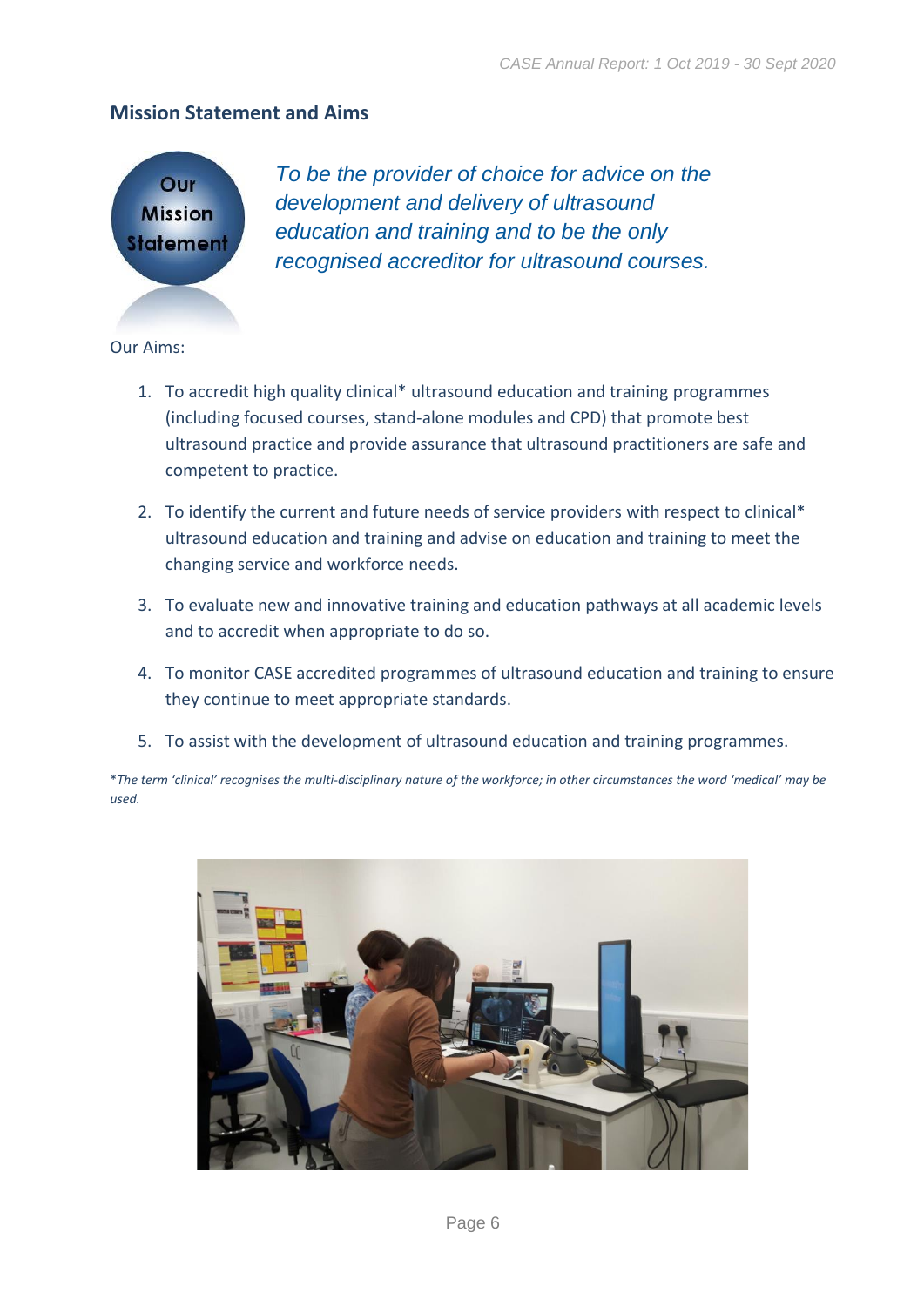## Mission Statement and Aims

Our Mission Statement

*To be the provider of choice for advice on the development and delivery of ultrasound education and training and to be the only recognised accreditor for ultrasound courses.*

Our Aims:

1. To accredit high quality clinical* ultrasound education and training programmes (including focused courses, stand-alone modules and CPD) that promote best ultrasound practice and provide assurance that ultrasound practitioners are safe and competent to practice.
2. To identify the current and future needs of service providers with respect to clinical* ultrasound education and training and advise on education and training to meet the changing service and workforce needs.
3. To evaluate new and innovative training and education pathways at all academic levels and to accredit when appropriate to do so.
4. To monitor CASE accredited programmes of ultrasound education and training to ensure they continue to meet appropriate standards.
5. To assist with the development of ultrasound education and training programmes.

**The term 'clinical' recognises the multi-disciplinary nature of the workforce; in other circumstances the word 'medical' may be used.*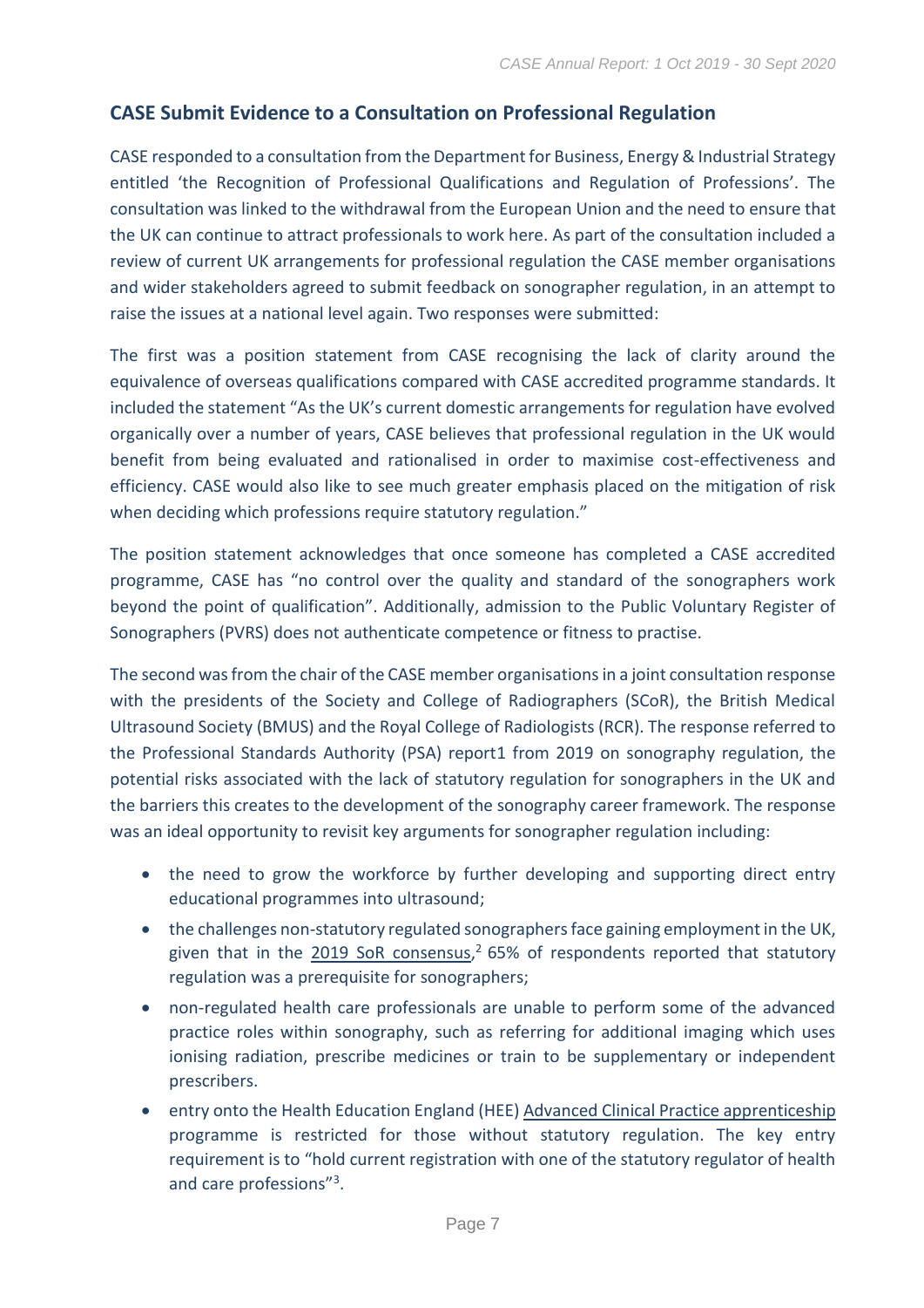## CASE Submit Evidence to a Consultation on Professional Regulation

CASE responded to a consultation from the Department for Business, Energy & Industrial Strategy entitled 'the Recognition of Professional Qualifications and Regulation of Professions'. The consultation was linked to the withdrawal from the European Union and the need to ensure that the UK can continue to attract professionals to work here. As part of the consultation included a review of current UK arrangements for professional regulation the CASE member organisations and wider stakeholders agreed to submit feedback on sonographer regulation, in an attempt to raise the issues at a national level again. Two responses were submitted:

The first was a position statement from CASE recognising the lack of clarity around the equivalence of overseas qualifications compared with CASE accredited programme standards. It included the statement "As the UK's current domestic arrangements for regulation have evolved organically over a number of years, CASE believes that professional regulation in the UK would benefit from being evaluated and rationalised in order to maximise cost-effectiveness and efficiency. CASE would also like to see much greater emphasis placed on the mitigation of risk when deciding which professions require statutory regulation."

The position statement acknowledges that once someone has completed a CASE accredited programme, CASE has "no control over the quality and standard of the sonographers work beyond the point of qualification". Additionally, admission to the Public Voluntary Register of Sonographers (PVRS) does not authenticate competence or fitness to practise.

The second was from the chair of the CASE member organisations in a joint consultation response with the presidents of the Society and College of Radiographers (SCoR), the British Medical Ultrasound Society (BMUS) and the Royal College of Radiologists (RCR). The response referred to the Professional Standards Authority (PSA) report1 from 2019 on sonography regulation, the potential risks associated with the lack of statutory regulation for sonographers in the UK and the barriers this creates to the development of the sonography career framework. The response was an ideal opportunity to revisit key arguments for sonographer regulation including:

- the need to grow the workforce by further developing and supporting direct entry educational programmes into ultrasound;
- the challenges non-statutory regulated sonographers face gaining employment in the UK, given that in the 2019 SoR consensus,[2] 65% of respondents reported that statutory regulation was a prerequisite for sonographers;
- non-regulated health care professionals are unable to perform some of the advanced practice roles within sonography, such as referring for additional imaging which uses ionising radiation, prescribe medicines or train to be supplementary or independent prescribers.
- entry onto the Health Education England (HEE) Advanced Clinical Practice apprenticeship programme is restricted for those without statutory regulation. The key entry requirement is to "hold current registration with one of the statutory regulator of health and care professions"[3].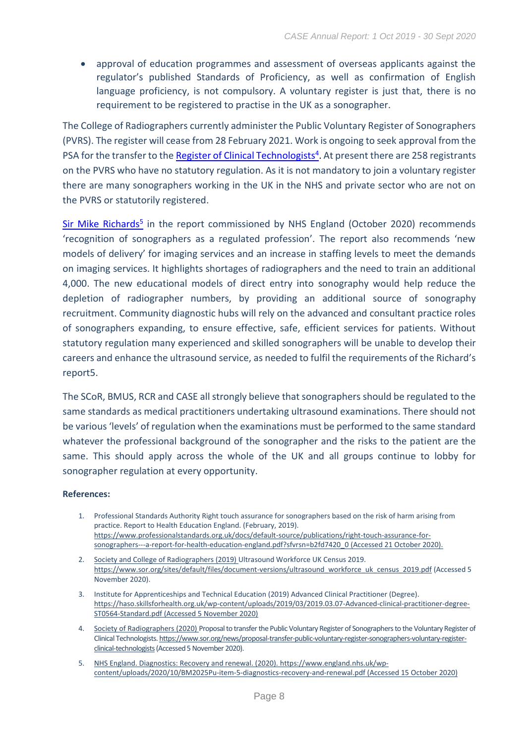- approval of education programmes and assessment of overseas applicants against the regulator's published Standards of Proficiency, as well as confirmation of English language proficiency, is not compulsory. A voluntary register is just that, there is no requirement to be registered to practise in the UK as a sonographer.

The College of Radiographers currently administer the Public Voluntary Register of Sonographers (PVRS). The register will cease from 28 February 2021. Work is ongoing to seek approval from the PSA for the transfer to the Register of Clinical Technologists[4]. At present there are 258 registrants on the PVRS who have no statutory regulation. As it is not mandatory to join a voluntary register there are many sonographers working in the UK in the NHS and private sector who are not on the PVRS or statutorily registered.

Sir Mike Richards[5] in the report commissioned by NHS England (October 2020) recommends 'recognition of sonographers as a regulated profession'. The report also recommends 'new models of delivery' for imaging services and an increase in staffing levels to meet the demands on imaging services. It highlights shortages of radiographers and the need to train an additional 4,000. The new educational models of direct entry into sonography would help reduce the depletion of radiographer numbers, by providing an additional source of sonography recruitment. Community diagnostic hubs will rely on the advanced and consultant practice roles of sonographers expanding, to ensure effective, safe, efficient services for patients. Without statutory regulation many experienced and skilled sonographers will be unable to develop their careers and enhance the ultrasound service, as needed to fulfil the requirements of the Richard's report5.

The SCoR, BMUS, RCR and CASE all strongly believe that sonographers should be regulated to the same standards as medical practitioners undertaking ultrasound examinations. There should not be various 'levels' of regulation when the examinations must be performed to the same standard whatever the professional background of the sonographer and the risks to the patient are the same. This should apply across the whole of the UK and all groups continue to lobby for sonographer regulation at every opportunity.

**References:**

1. Professional Standards Authority Right touch assurance for sonographers based on the risk of harm arising from practice. Report to Health Education England. (February, 2019). https://www.professionalstandards.org.uk/docs/default-source/publications/right-touch-assurance-for-sonographers---a-report-for-health-education-england.pdf?sfvrsn=b2fd7420_0 (Accessed 21 October 2020).
2. Society and College of Radiographers (2019) Ultrasound Workforce UK Census 2019. https://www.sor.org/sites/default/files/document-versions/ultrasound_workforce_uk_census_2019.pdf (Accessed 5 November 2020).
3. Institute for Apprenticeships and Technical Education (2019) Advanced Clinical Practitioner (Degree). https://haso.skillsforhealth.org.uk/wp-content/uploads/2019/03/2019.03.07-Advanced-clinical-practitioner-degree-ST0564-Standard.pdf (Accessed 5 November 2020)
4. Society of Radiographers (2020) Proposal to transfer the Public Voluntary Register of Sonographers to the Voluntary Register of Clinical Technologists. https://www.sor.org/news/proposal-transfer-public-voluntary-register-sonographers-voluntary-register-clinical-technologists (Accessed 5 November 2020).
5. NHS England. Diagnostics: Recovery and renewal. (2020). https://www.england.nhs.uk/wp-content/uploads/2020/10/BM2025Pu-item-5-diagnostics-recovery-and-renewal.pdf (Accessed 15 October 2020)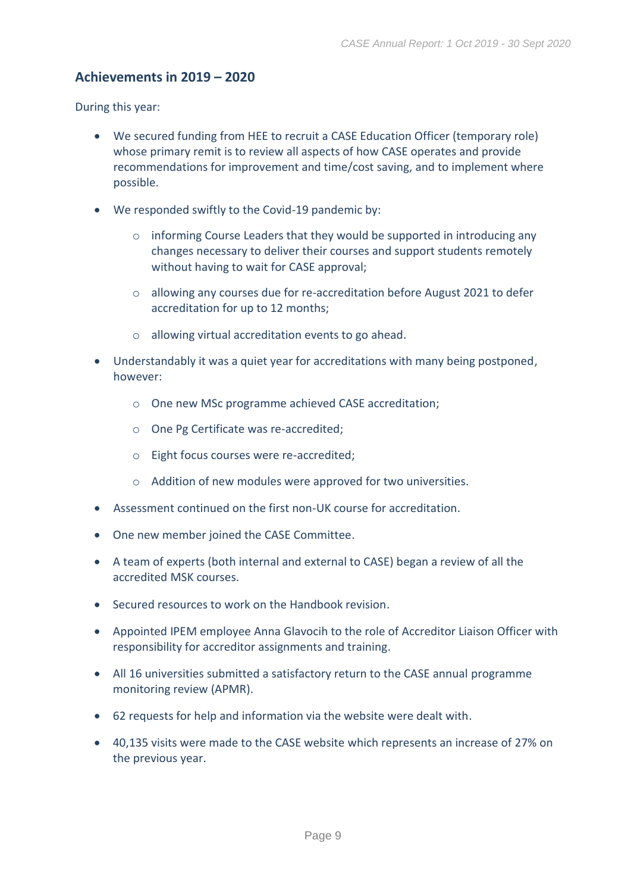## Achievements in 2019 – 2020

During this year:

- We secured funding from HEE to recruit a CASE Education Officer (temporary role) whose primary remit is to review all aspects of how CASE operates and provide recommendations for improvement and time/cost saving, and to implement where possible.
- We responded swiftly to the Covid-19 pandemic by:
  - informing Course Leaders that they would be supported in introducing any changes necessary to deliver their courses and support students remotely without having to wait for CASE approval;
  - allowing any courses due for re-accreditation before August 2021 to defer accreditation for up to 12 months;
  - allowing virtual accreditation events to go ahead.
- Understandably it was a quiet year for accreditations with many being postponed, however:
  - One new MSc programme achieved CASE accreditation;
  - One Pg Certificate was re-accredited;
  - Eight focus courses were re-accredited;
  - Addition of new modules were approved for two universities.
- Assessment continued on the first non-UK course for accreditation.
- One new member joined the CASE Committee.
- A team of experts (both internal and external to CASE) began a review of all the accredited MSK courses.
- Secured resources to work on the Handbook revision.
- Appointed IPEM employee Anna Glavocih to the role of Accreditor Liaison Officer with responsibility for accreditor assignments and training.
- All 16 universities submitted a satisfactory return to the CASE annual programme monitoring review (APMR).
- 62 requests for help and information via the website were dealt with.
- 40,135 visits were made to the CASE website which represents an increase of 27% on the previous year.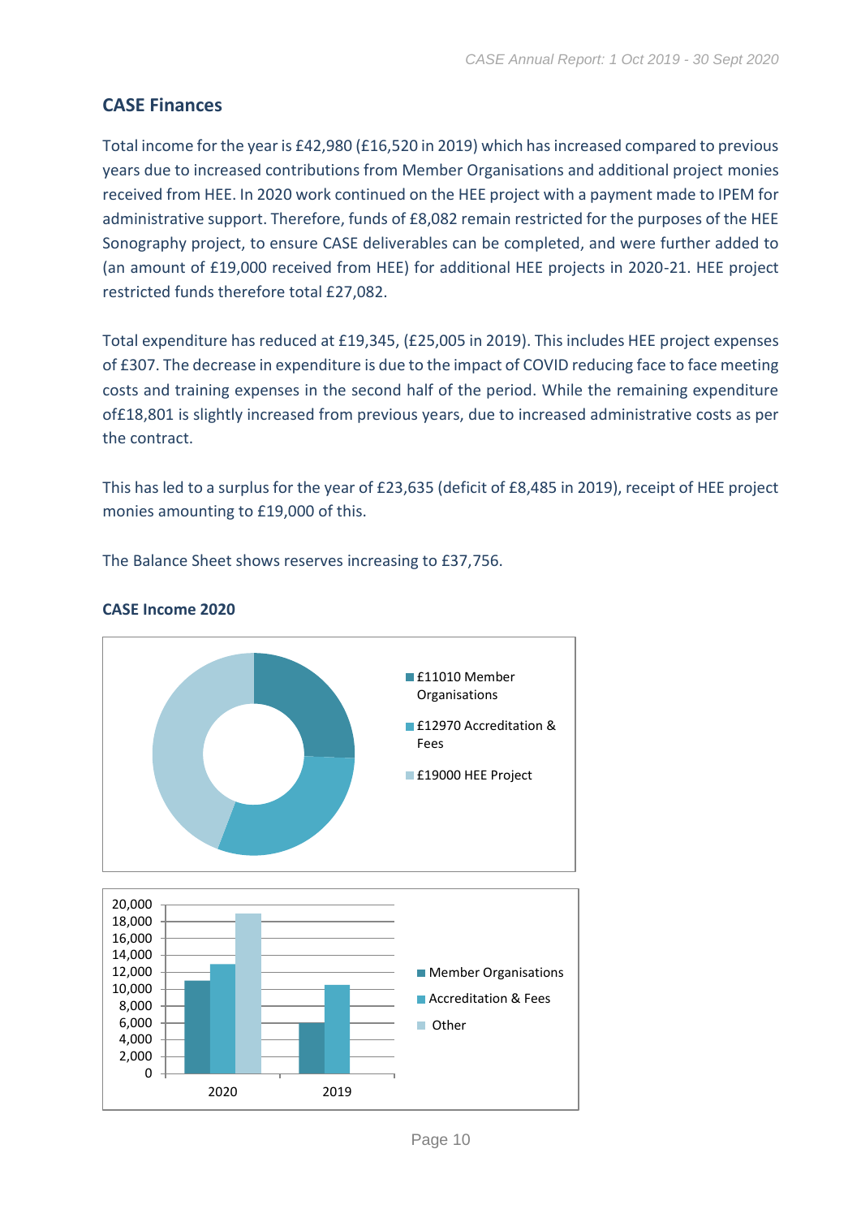## CASE Finances

Total income for the year is £42,980 (£16,520 in 2019) which has increased compared to previous years due to increased contributions from Member Organisations and additional project monies received from HEE. In 2020 work continued on the HEE project with a payment made to IPEM for administrative support. Therefore, funds of £8,082 remain restricted for the purposes of the HEE Sonography project, to ensure CASE deliverables can be completed, and were further added to (an amount of £19,000 received from HEE) for additional HEE projects in 2020-21. HEE project restricted funds therefore total £27,082.

Total expenditure has reduced at £19,345, (£25,005 in 2019). This includes HEE project expenses of £307. The decrease in expenditure is due to the impact of COVID reducing face to face meeting costs and training expenses in the second half of the period. While the remaining expenditure of£18,801 is slightly increased from previous years, due to increased administrative costs as per the contract.

This has led to a surplus for the year of £23,635 (deficit of £8,485 in 2019), receipt of HEE project monies amounting to £19,000 of this.

The Balance Sheet shows reserves increasing to £37,756.

### CASE Income 2020

- £11010 Member Organisations
- £12970 Accreditation & Fees
- £19000 HEE Project

| | Member Organisations | Accreditation & Fees | Other |
|---|---|---|---|
| 2020 | 11,010 | 12,970 | 19,000 |
| 2019 | 6,000 | 10,500 | |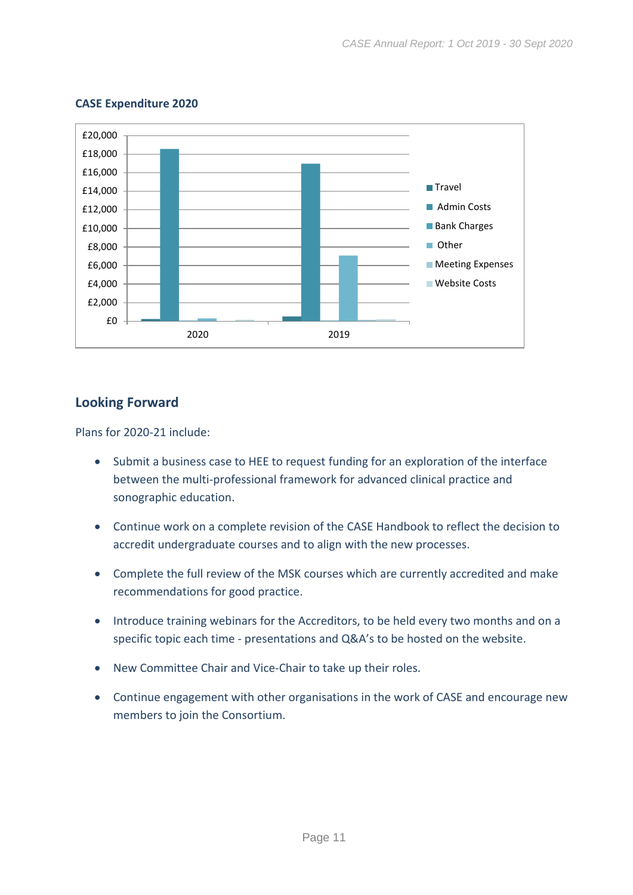**CASE Expenditure 2020**

## Looking Forward

Plans for 2020-21 include:

- Submit a business case to HEE to request funding for an exploration of the interface between the multi-professional framework for advanced clinical practice and sonographic education.
- Continue work on a complete revision of the CASE Handbook to reflect the decision to accredit undergraduate courses and to align with the new processes.
- Complete the full review of the MSK courses which are currently accredited and make recommendations for good practice.
- Introduce training webinars for the Accreditors, to be held every two months and on a specific topic each time - presentations and Q&A's to be hosted on the website.
- New Committee Chair and Vice-Chair to take up their roles.
- Continue engagement with other organisations in the work of CASE and encourage new members to join the Consortium.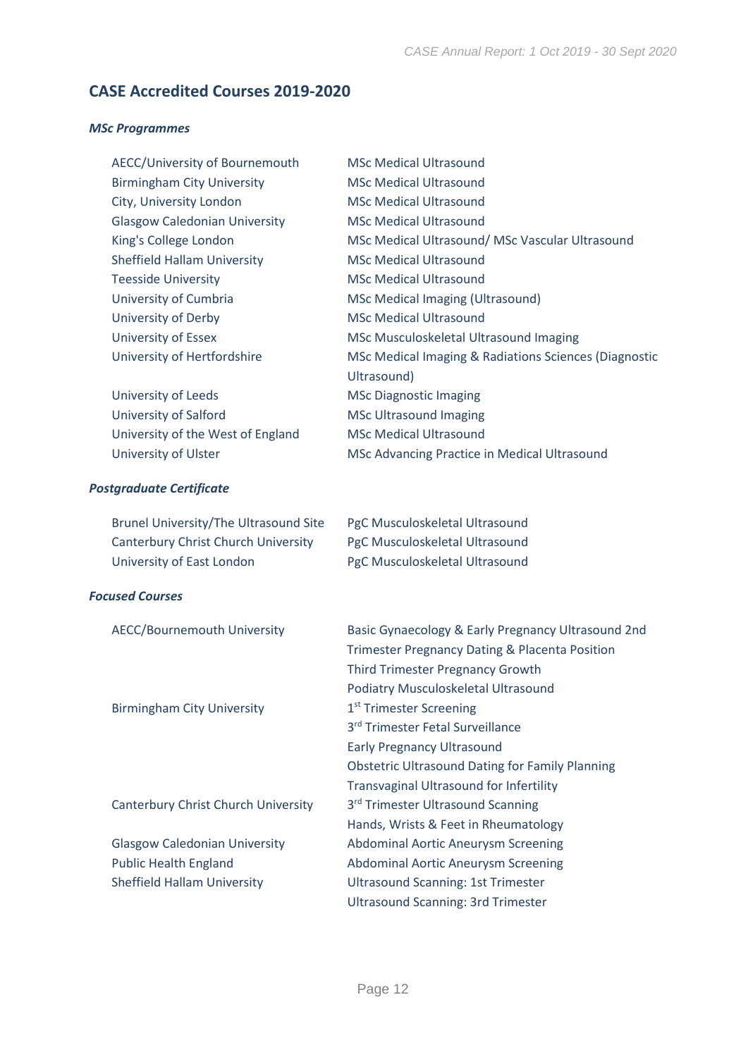## CASE Accredited Courses 2019-2020

### *MSc Programmes*

| | |
|---|---|
| AECC/University of Bournemouth | MSc Medical Ultrasound |
| Birmingham City University | MSc Medical Ultrasound |
| City, University London | MSc Medical Ultrasound |
| Glasgow Caledonian University | MSc Medical Ultrasound |
| King's College London | MSc Medical Ultrasound/ MSc Vascular Ultrasound |
| Sheffield Hallam University | MSc Medical Ultrasound |
| Teesside University | MSc Medical Ultrasound |
| University of Cumbria | MSc Medical Imaging (Ultrasound) |
| University of Derby | MSc Medical Ultrasound |
| University of Essex | MSc Musculoskeletal Ultrasound Imaging |
| University of Hertfordshire | MSc Medical Imaging & Radiations Sciences (Diagnostic Ultrasound) |
| University of Leeds | MSc Diagnostic Imaging |
| University of Salford | MSc Ultrasound Imaging |
| University of the West of England | MSc Medical Ultrasound |
| University of Ulster | MSc Advancing Practice in Medical Ultrasound |

### *Postgraduate Certificate*

| | |
|---|---|
| Brunel University/The Ultrasound Site | PgC Musculoskeletal Ultrasound |
| Canterbury Christ Church University | PgC Musculoskeletal Ultrasound |
| University of East London | PgC Musculoskeletal Ultrasound |

### *Focused Courses*

| | |
|---|---|
| AECC/Bournemouth University | Basic Gynaecology & Early Pregnancy Ultrasound 2nd Trimester Pregnancy Dating & Placenta Position |
| | Third Trimester Pregnancy Growth |
| | Podiatry Musculoskeletal Ultrasound |
| Birmingham City University | 1st Trimester Screening |
| | 3rd Trimester Fetal Surveillance |
| | Early Pregnancy Ultrasound |
| | Obstetric Ultrasound Dating for Family Planning |
| | Transvaginal Ultrasound for Infertility |
| Canterbury Christ Church University | 3rd Trimester Ultrasound Scanning |
| | Hands, Wrists & Feet in Rheumatology |
| Glasgow Caledonian University | Abdominal Aortic Aneurysm Screening |
| Public Health England | Abdominal Aortic Aneurysm Screening |
| Sheffield Hallam University | Ultrasound Scanning: 1st Trimester |
| | Ultrasound Scanning: 3rd Trimester |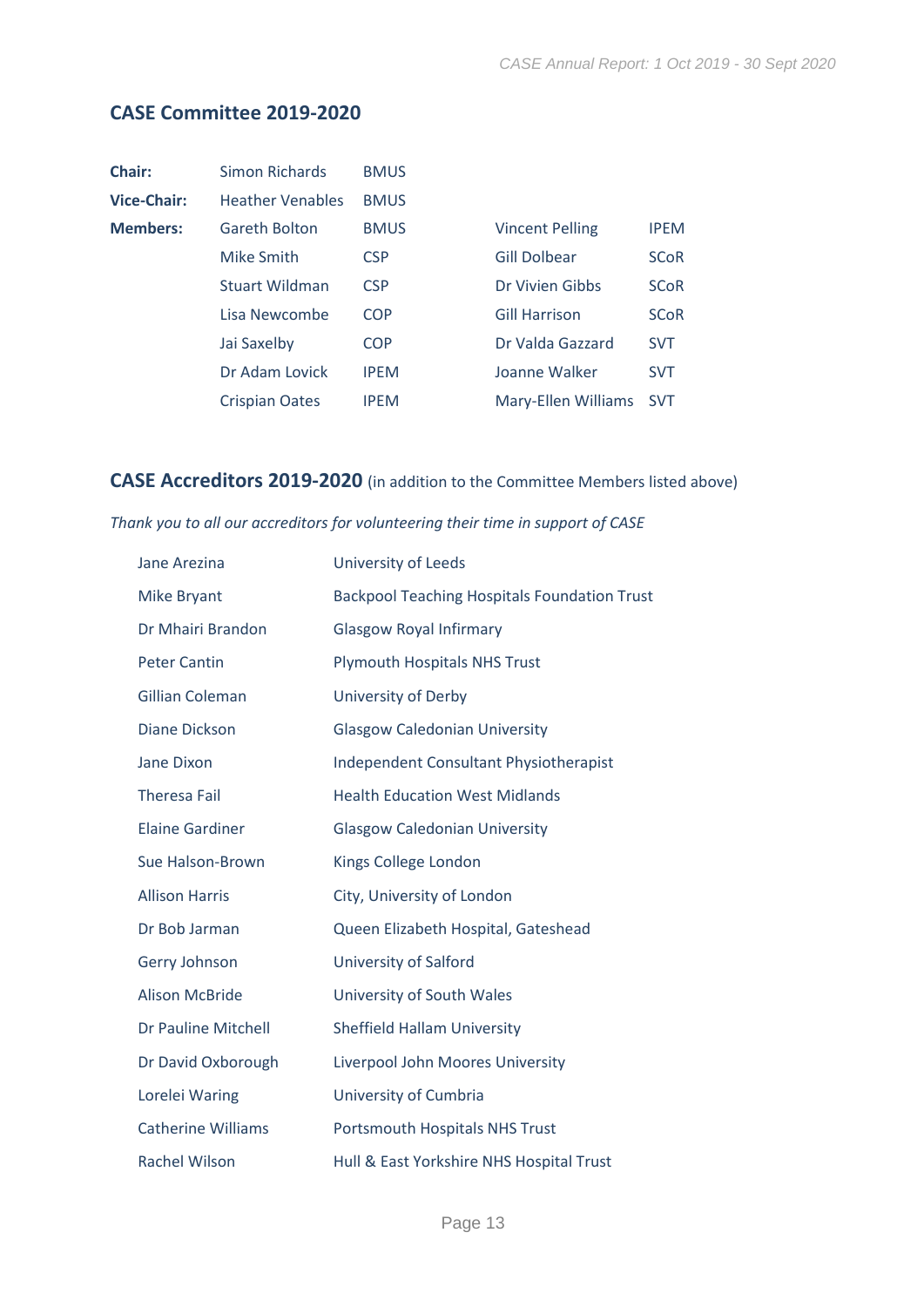## CASE Committee 2019-2020

| | | | | |
|---|---|---|---|---|
| **Chair:** | Simon Richards | BMUS | | |
| **Vice-Chair:** | Heather Venables | BMUS | | |
| **Members:** | Gareth Bolton | BMUS | Vincent Pelling | IPEM |
| | Mike Smith | CSP | Gill Dolbear | SCoR |
| | Stuart Wildman | CSP | Dr Vivien Gibbs | SCoR |
| | Lisa Newcombe | COP | Gill Harrison | SCoR |
| | Jai Saxelby | COP | Dr Valda Gazzard | SVT |
| | Dr Adam Lovick | IPEM | Joanne Walker | SVT |
| | Crispian Oates | IPEM | Mary-Ellen Williams | SVT |

## CASE Accreditors 2019-2020 (in addition to the Committee Members listed above)

*Thank you to all our accreditors for volunteering their time in support of CASE*

| | |
|---|---|
| Jane Arezina | University of Leeds |
| Mike Bryant | Backpool Teaching Hospitals Foundation Trust |
| Dr Mhairi Brandon | Glasgow Royal Infirmary |
| Peter Cantin | Plymouth Hospitals NHS Trust |
| Gillian Coleman | University of Derby |
| Diane Dickson | Glasgow Caledonian University |
| Jane Dixon | Independent Consultant Physiotherapist |
| Theresa Fail | Health Education West Midlands |
| Elaine Gardiner | Glasgow Caledonian University |
| Sue Halson-Brown | Kings College London |
| Allison Harris | City, University of London |
| Dr Bob Jarman | Queen Elizabeth Hospital, Gateshead |
| Gerry Johnson | University of Salford |
| Alison McBride | University of South Wales |
| Dr Pauline Mitchell | Sheffield Hallam University |
| Dr David Oxborough | Liverpool John Moores University |
| Lorelei Waring | University of Cumbria |
| Catherine Williams | Portsmouth Hospitals NHS Trust |
| Rachel Wilson | Hull & East Yorkshire NHS Hospital Trust |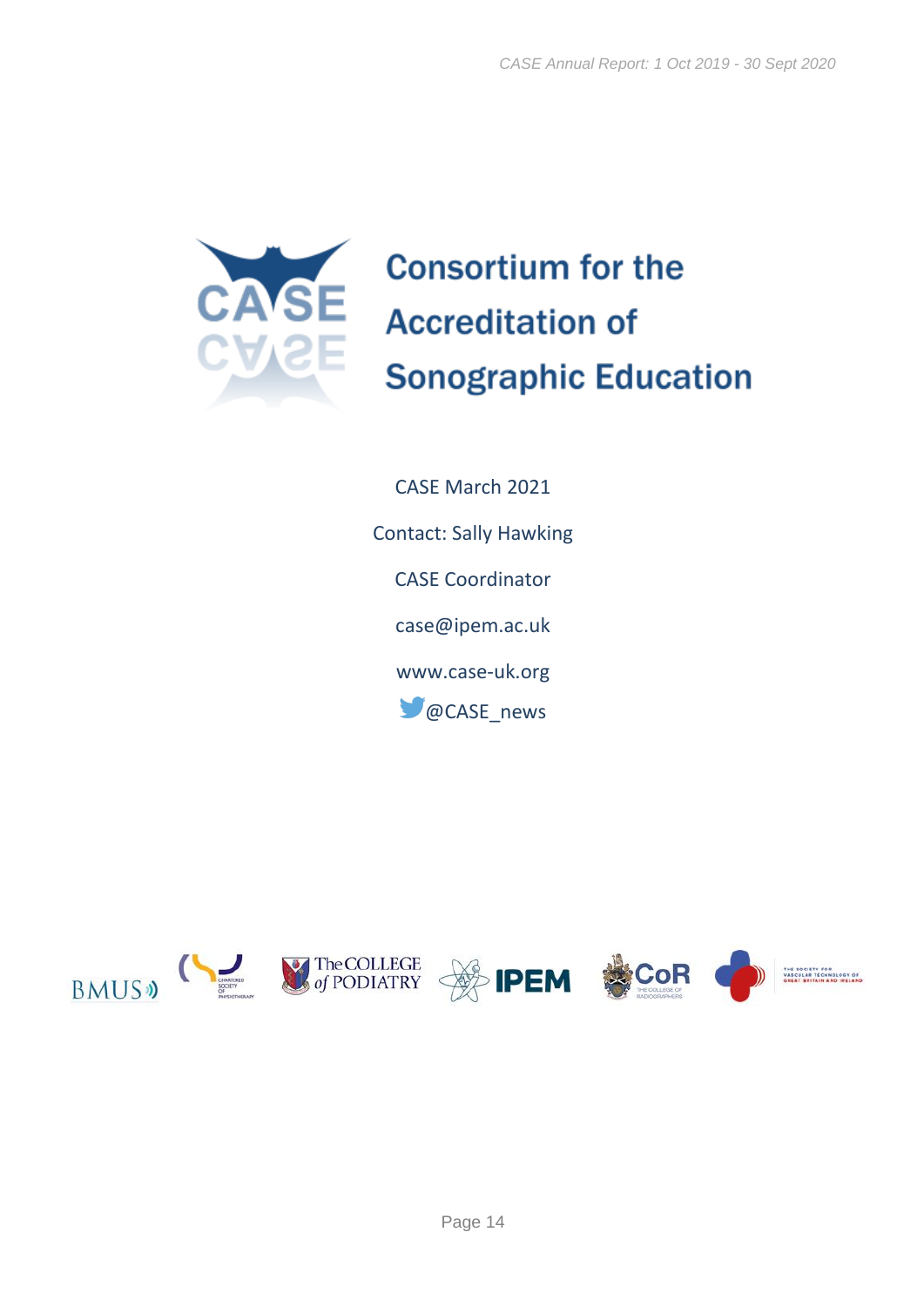# Consortium for the Accreditation of Sonographic Education

CASE March 2021

Contact: Sally Hawking

CASE Coordinator

case@ipem.ac.uk

www.case-uk.org

@CASE_news